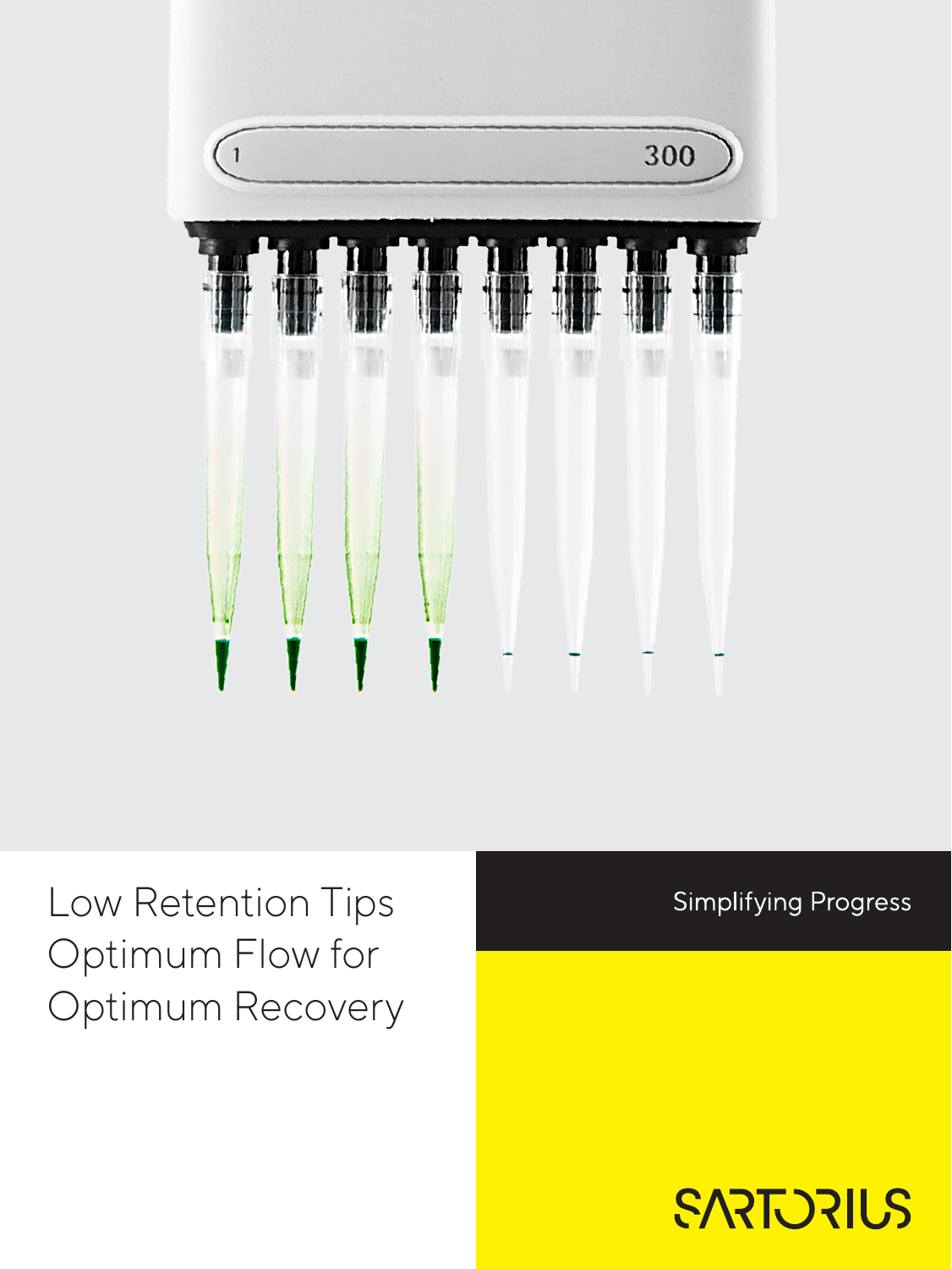# Low Retention Tips Optimum Flow for Optimum Recovery

Simplifying Progress

SARTORIUS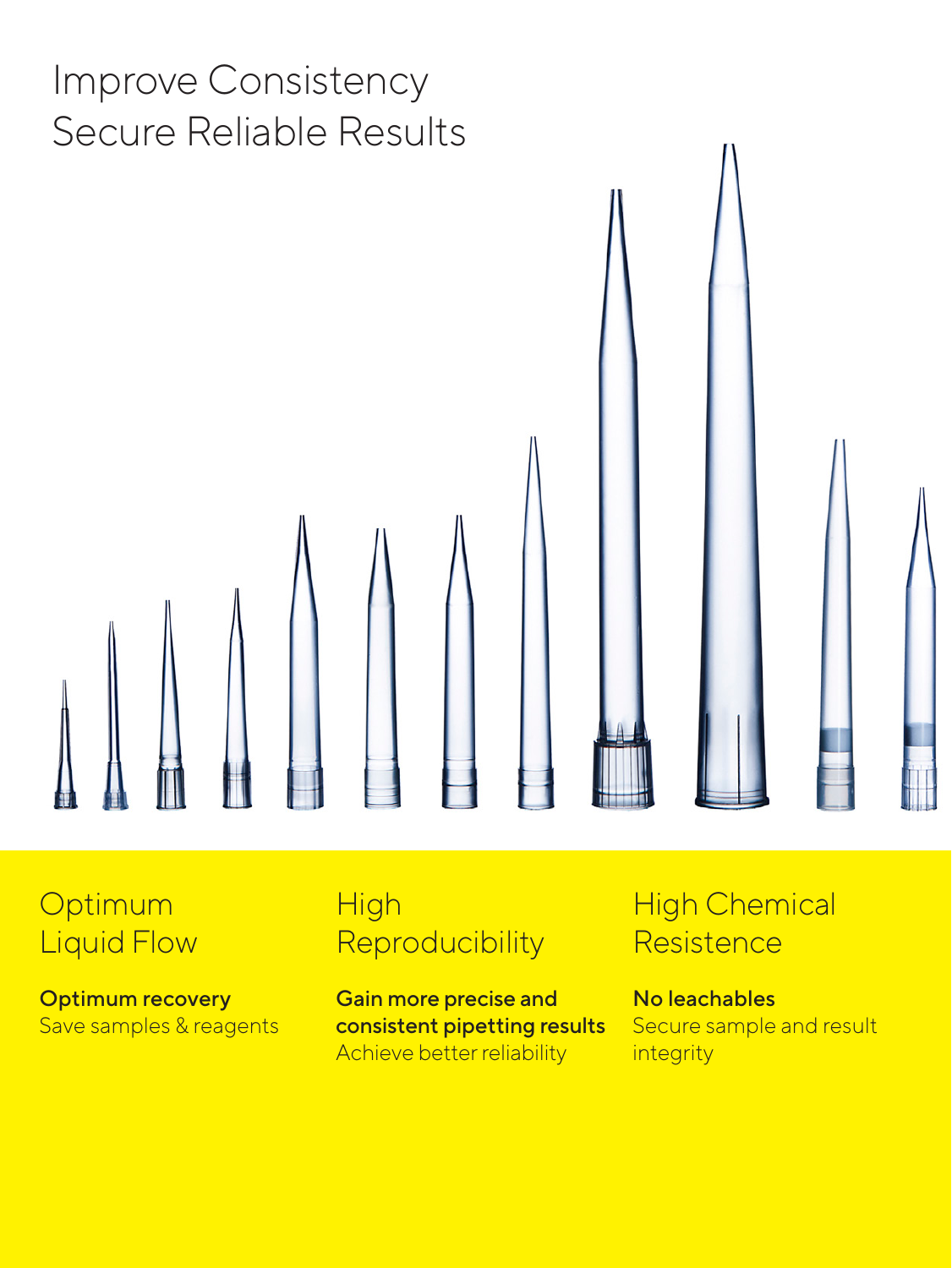# Improve Consistency Secure Reliable Results

## Optimum Liquid Flow

**Optimum recovery**
Save samples & reagents

## High Reproducibility

**Gain more precise and consistent pipetting results**
Achieve better reliability

## High Chemical Resistence

**No leachables**
Secure sample and result integrity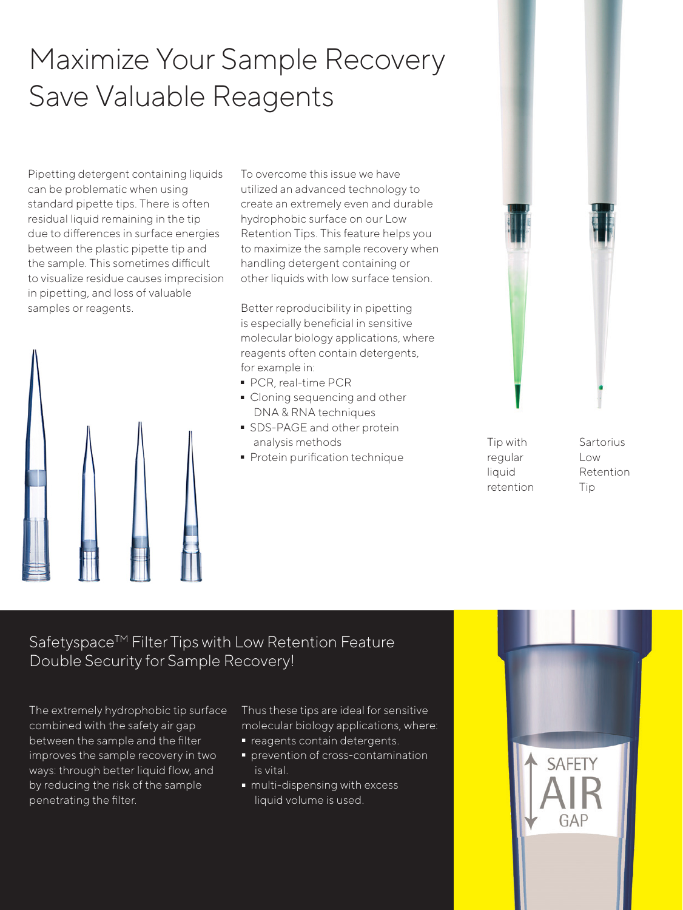# Maximize Your Sample Recovery Save Valuable Reagents

Pipetting detergent containing liquids can be problematic when using standard pipette tips. There is often residual liquid remaining in the tip due to differences in surface energies between the plastic pipette tip and the sample. This sometimes difficult to visualize residue causes imprecision in pipetting, and loss of valuable samples or reagents.

To overcome this issue we have utilized an advanced technology to create an extremely even and durable hydrophobic surface on our Low Retention Tips. This feature helps you to maximize the sample recovery when handling detergent containing or other liquids with low surface tension.

Better reproducibility in pipetting is especially beneficial in sensitive molecular biology applications, where reagents often contain detergents, for example in:

- PCR, real-time PCR
- Cloning sequencing and other DNA & RNA techniques
- SDS-PAGE and other protein analysis methods
- Protein purification technique

Tip with regular liquid retention

Sartorius Low Retention Tip

## Safetyspace™ Filter Tips with Low Retention Feature Double Security for Sample Recovery!

The extremely hydrophobic tip surface combined with the safety air gap between the sample and the filter improves the sample recovery in two ways: through better liquid flow, and by reducing the risk of the sample penetrating the filter.

Thus these tips are ideal for sensitive molecular biology applications, where:

- reagents contain detergents.
- prevention of cross-contamination is vital.
- multi-dispensing with excess liquid volume is used.

SAFETY AIR GAP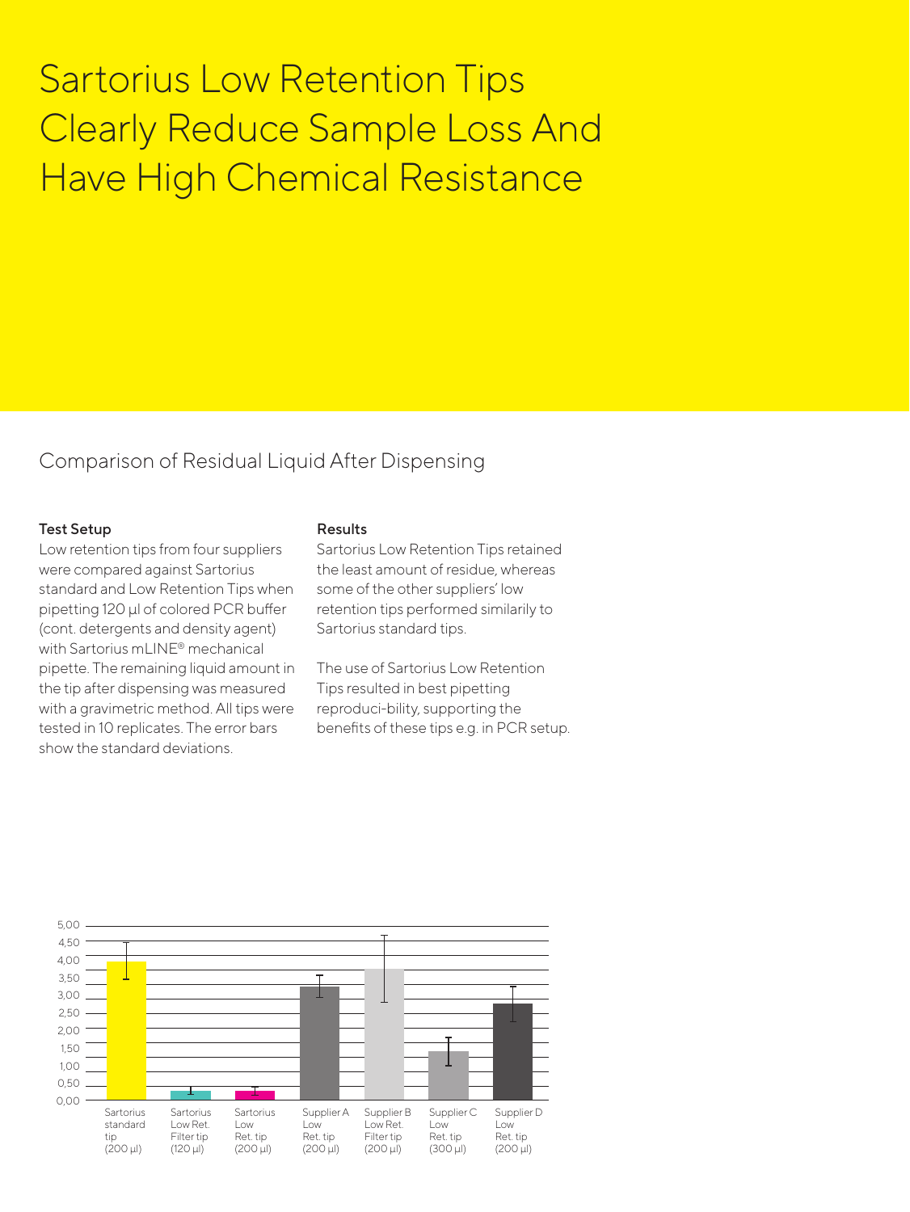# Sartorius Low Retention Tips Clearly Reduce Sample Loss And Have High Chemical Resistance

## Comparison of Residual Liquid After Dispensing

**Test Setup**

Low retention tips from four suppliers were compared against Sartorius standard and Low Retention Tips when pipetting 120 µl of colored PCR buffer (cont. detergents and density agent) with Sartorius mLINE® mechanical pipette. The remaining liquid amount in the tip after dispensing was measured with a gravimetric method. All tips were tested in 10 replicates. The error bars show the standard deviations.

**Results**

Sartorius Low Retention Tips retained the least amount of residue, whereas some of the other suppliers' low retention tips performed similarily to Sartorius standard tips.

The use of Sartorius Low Retention Tips resulted in best pipetting reproduci-bility, supporting the benefits of these tips e.g. in PCR setup.

5,00
4,50
4,00
3,50
3,00
2,50
2,00
1,50
1,00
0,50
0,00

Sartorius standard tip (200 µl) | Sartorius Low Ret. Filter tip (120 µl) | Sartorius Low Ret. tip (200 µl) | Supplier A Low Ret. tip (200 µl) | Supplier B Low Ret. Filter tip (200 µl) | Supplier C Low Ret. tip (300 µl) | Supplier D Low Ret. tip (200 µl)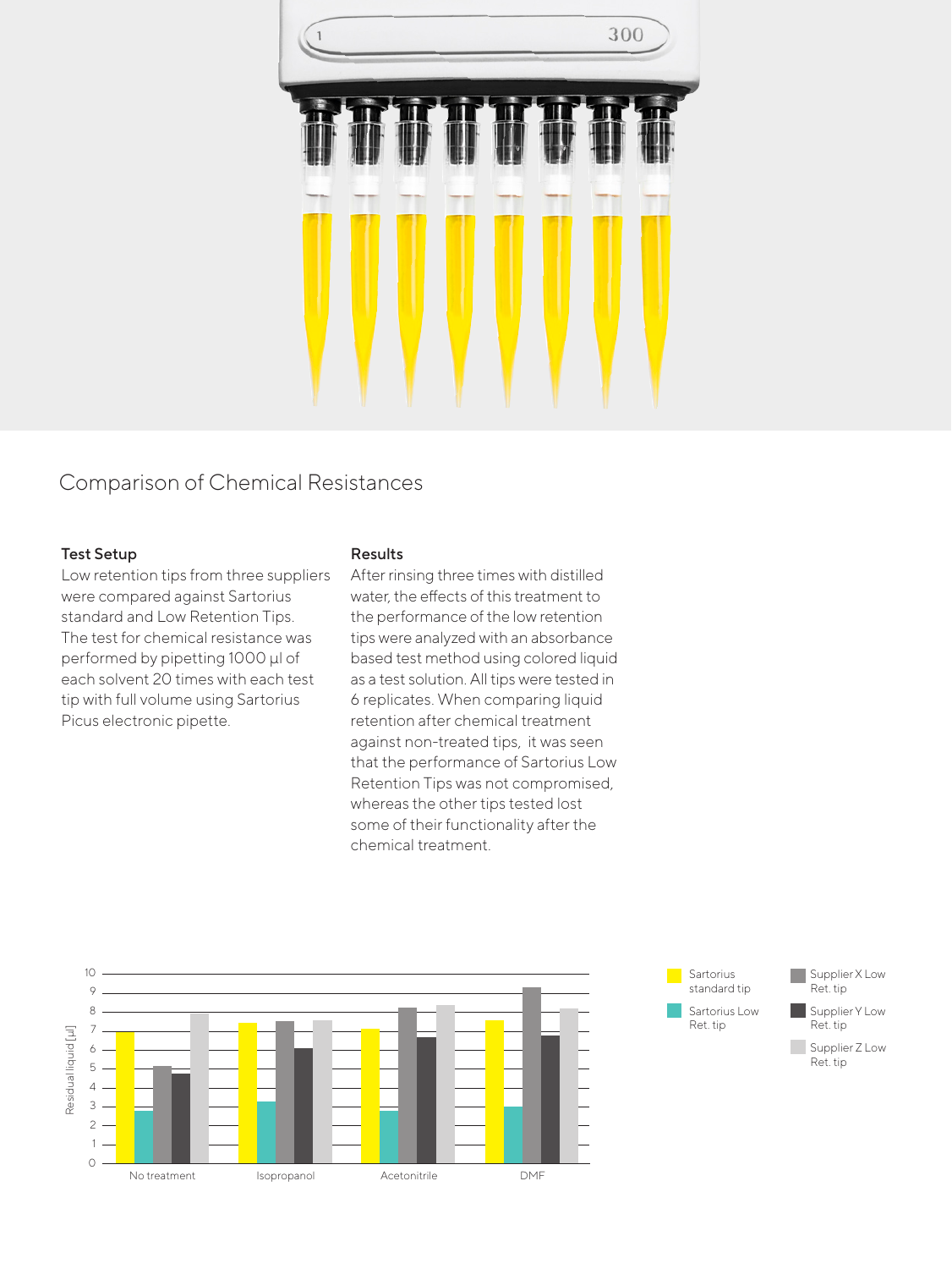## Comparison of Chemical Resistances

### Test Setup

Low retention tips from three suppliers were compared against Sartorius standard and Low Retention Tips. The test for chemical resistance was performed by pipetting 1000 µl of each solvent 20 times with each test tip with full volume using Sartorius Picus electronic pipette.

### Results

After rinsing three times with distilled water, the effects of this treatment to the performance of the low retention tips were analyzed with an absorbance based test method using colored liquid as a test solution. All tips were tested in 6 replicates. When comparing liquid retention after chemical treatment against non-treated tips, it was seen that the performance of Sartorius Low Retention Tips was not compromised, whereas the other tips tested lost some of their functionality after the chemical treatment.

Residual liquid [µl]

Legend: Sartorius standard tip; Sartorius Low Ret. tip; Supplier X Low Ret. tip; Supplier Y Low Ret. tip; Supplier Z Low Ret. tip

Categories: No treatment; Isopropanol; Acetonitrile; DMF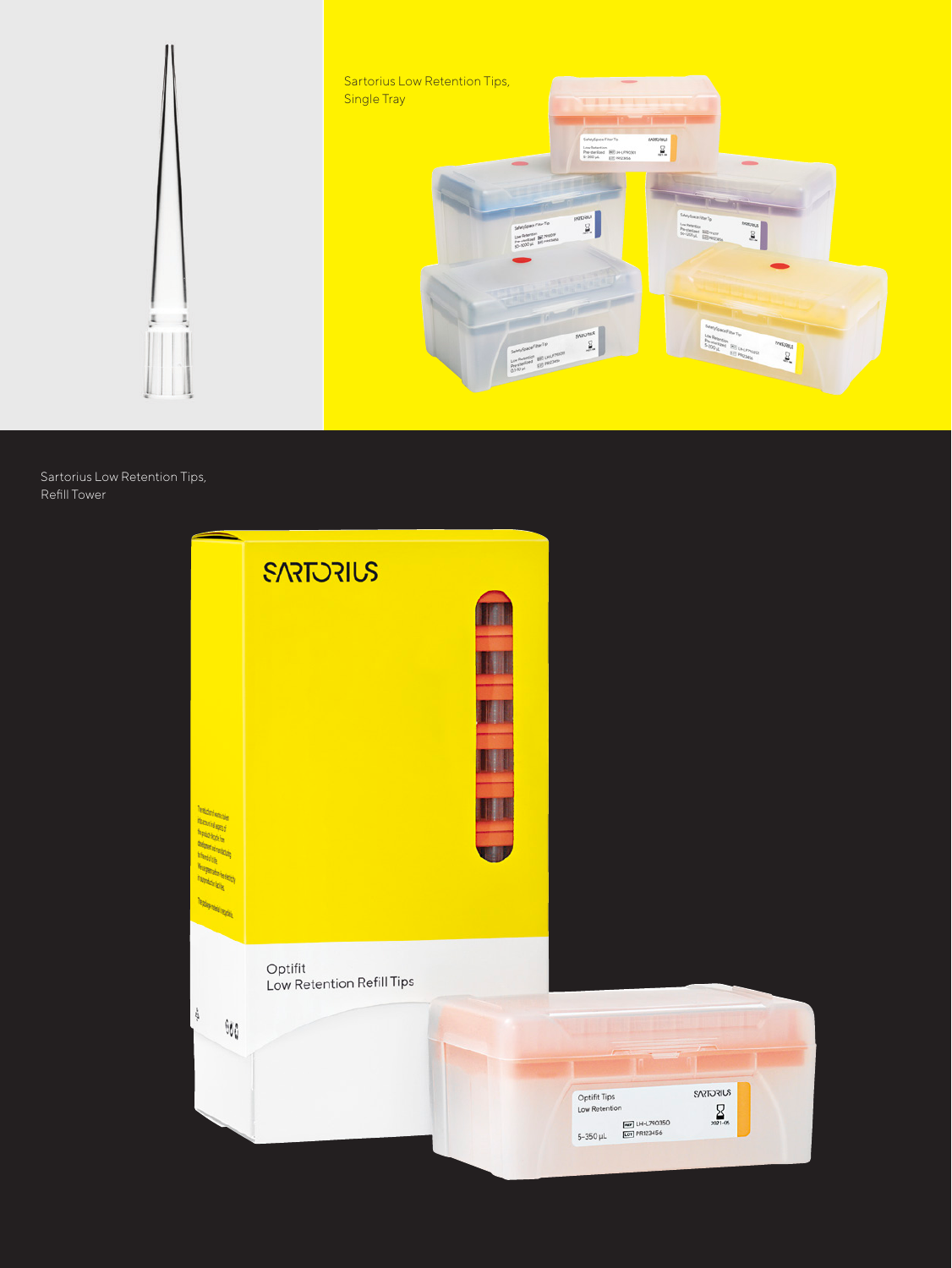Sartorius Low Retention Tips, Single Tray

Sartorius Low Retention Tips, Refill Tower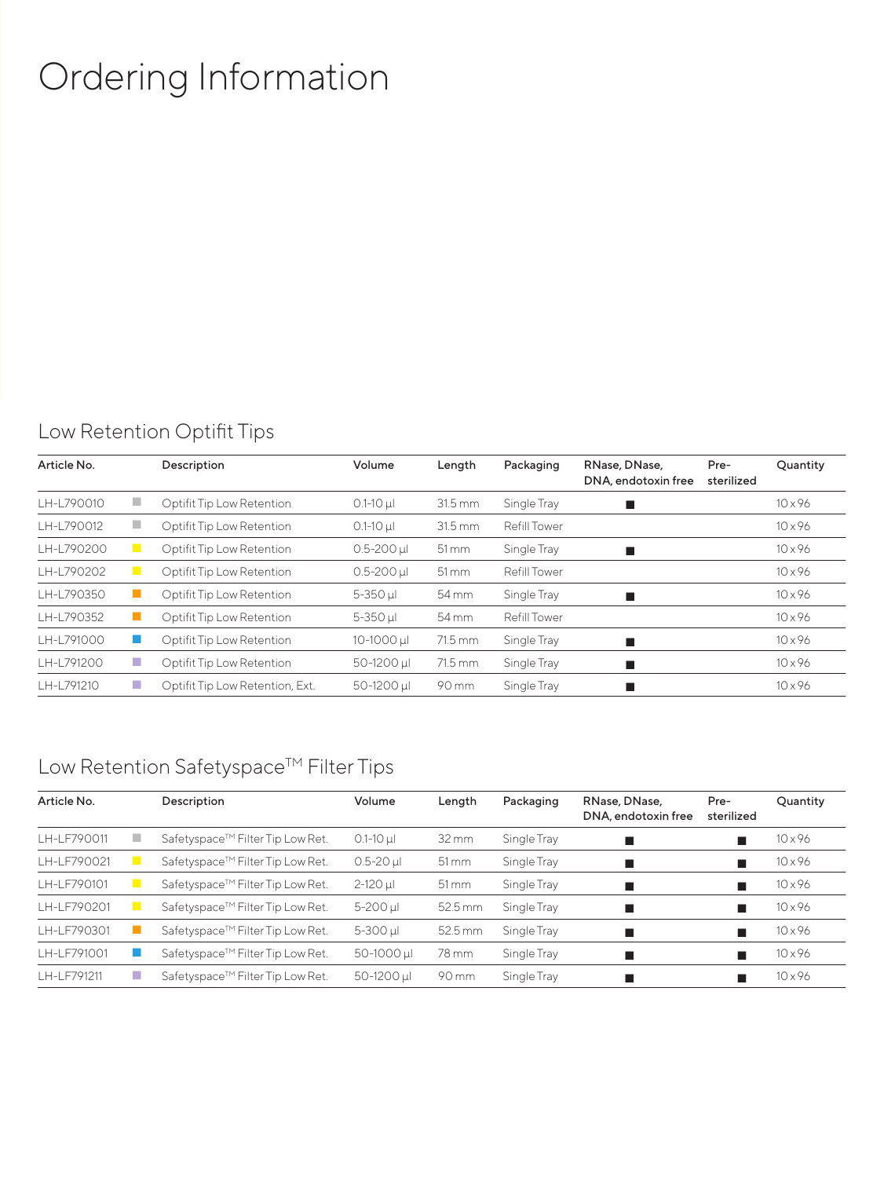# Ordering Information

## Low Retention Optifit Tips

| Article No. | | Description | Volume | Length | Packaging | RNase, DNase, DNA, endotoxin free | Pre-sterilized | Quantity |
|---|---|---|---|---|---|---|---|---|
| LH-L790010 | ■ | Optifit Tip Low Retention | 0.1-10 µl | 31.5 mm | Single Tray | ■ | | 10 x 96 |
| LH-L790012 | ■ | Optifit Tip Low Retention | 0.1-10 µl | 31.5 mm | Refill Tower | | | 10 x 96 |
| LH-L790200 | ■ | Optifit Tip Low Retention | 0.5-200 µl | 51 mm | Single Tray | ■ | | 10 x 96 |
| LH-L790202 | ■ | Optifit Tip Low Retention | 0.5-200 µl | 51 mm | Refill Tower | | | 10 x 96 |
| LH-L790350 | ■ | Optifit Tip Low Retention | 5-350 µl | 54 mm | Single Tray | ■ | | 10 x 96 |
| LH-L790352 | ■ | Optifit Tip Low Retention | 5-350 µl | 54 mm | Refill Tower | | | 10 x 96 |
| LH-L791000 | ■ | Optifit Tip Low Retention | 10-1000 µl | 71.5 mm | Single Tray | ■ | | 10 x 96 |
| LH-L791200 | ■ | Optifit Tip Low Retention | 50-1200 µl | 71.5 mm | Single Tray | ■ | | 10 x 96 |
| LH-L791210 | ■ | Optifit Tip Low Retention, Ext. | 50-1200 µl | 90 mm | Single Tray | ■ | | 10 x 96 |

## Low Retention Safetyspace™ Filter Tips

| Article No. | | Description | Volume | Length | Packaging | RNase, DNase, DNA, endotoxin free | Pre-sterilized | Quantity |
|---|---|---|---|---|---|---|---|---|
| LH-LF790011 | ■ | Safetyspace™ Filter Tip Low Ret. | 0.1-10 µl | 32 mm | Single Tray | ■ | ■ | 10 x 96 |
| LH-LF790021 | ■ | Safetyspace™ Filter Tip Low Ret. | 0.5-20 µl | 51 mm | Single Tray | ■ | ■ | 10 x 96 |
| LH-LF790101 | ■ | Safetyspace™ Filter Tip Low Ret. | 2-120 µl | 51 mm | Single Tray | ■ | ■ | 10 x 96 |
| LH-LF790201 | ■ | Safetyspace™ Filter Tip Low Ret. | 5-200 µl | 52.5 mm | Single Tray | ■ | ■ | 10 x 96 |
| LH-LF790301 | ■ | Safetyspace™ Filter Tip Low Ret. | 5-300 µl | 52.5 mm | Single Tray | ■ | ■ | 10 x 96 |
| LH-LF791001 | ■ | Safetyspace™ Filter Tip Low Ret. | 50-1000 µl | 78 mm | Single Tray | ■ | ■ | 10 x 96 |
| LH-LF791211 | ■ | Safetyspace™ Filter Tip Low Ret. | 50-1200 µl | 90 mm | Single Tray | ■ | ■ | 10 x 96 |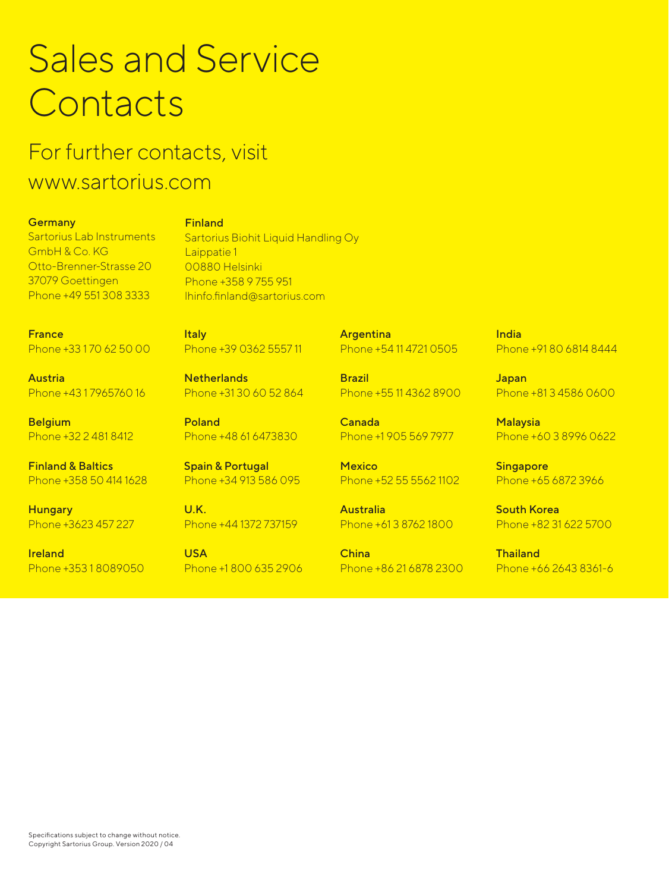# Sales and Service Contacts

## For further contacts, visit www.sartorius.com

**Germany**
Sartorius Lab Instruments
GmbH & Co. KG
Otto-Brenner-Strasse 20
37079 Goettingen
Phone +49 551 308 3333

**Finland**
Sartorius Biohit Liquid Handling Oy
Laippatie 1
00880 Helsinki
Phone +358 9 755 951
lhinfo.finland@sartorius.com

**France**
Phone +33 1 70 62 50 00

**Austria**
Phone +43 1 7965760 16

**Belgium**
Phone +32 2 481 8412

**Finland & Baltics**
Phone +358 50 414 1628

**Hungary**
Phone +3623 457 227

**Ireland**
Phone +353 1 8089050

**Italy**
Phone +39 0362 5557 11

**Netherlands**
Phone +31 30 60 52 864

**Poland**
Phone +48 61 6473830

**Spain & Portugal**
Phone +34 913 586 095

**U.K.**
Phone +44 1372 737159

**USA**
Phone +1 800 635 2906

**Argentina**
Phone +54 11 4721 0505

**Brazil**
Phone +55 11 4362 8900

**Canada**
Phone +1 905 569 7977

**Mexico**
Phone +52 55 5562 1102

**Australia**
Phone +61 3 8762 1800

**China**
Phone +86 21 6878 2300

**India**
Phone +91 80 6814 8444

**Japan**
Phone +81 3 4586 0600

**Malaysia**
Phone +60 3 8996 0622

**Singapore**
Phone +65 6872 3966

**South Korea**
Phone +82 31 622 5700

**Thailand**
Phone +66 2643 8361-6

Specifications subject to change without notice.
Copyright Sartorius Group. Version 2020 / 04